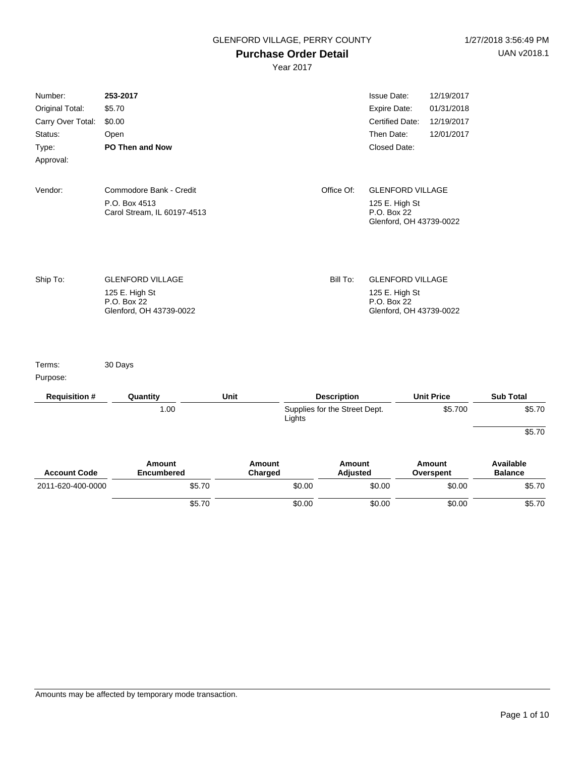GLENFORD VILLAGE, PERRY COUNTY

# Purchase Order Detail

Year 2017

1/27/2018 3:56:49 PM
UAN v2018.1

| | | | |
|---|---|---|---|
| Number: | **253-2017** | Issue Date: | 12/19/2017 |
| Original Total: | $5.70 | Expire Date: | 01/31/2018 |
| Carry Over Total: | $0.00 | Certified Date: | 12/19/2017 |
| Status: | Open | Then Date: | 12/01/2017 |
| Type: | **PO Then and Now** | Closed Date: | |
| Approval: | | | |

**Vendor:** Commodore Bank - Credit
P.O. Box 4513
Carol Stream, IL 60197-4513

**Office Of:** GLENFORD VILLAGE
125 E. High St
P.O. Box 22
Glenford, OH 43739-0022

**Ship To:** GLENFORD VILLAGE
125 E. High St
P.O. Box 22
Glenford, OH 43739-0022

**Bill To:** GLENFORD VILLAGE
125 E. High St
P.O. Box 22
Glenford, OH 43739-0022

Terms: 30 Days

Purpose:

| Requisition # | Quantity | Unit | Description | Unit Price | Sub Total |
|---|---|---|---|---|---|
| | 1.00 | | Supplies for the Street Dept. Lights | $5.700 | $5.70 |
| | | | | | $5.70 |

| Account Code | Amount Encumbered | Amount Charged | Amount Adjusted | Amount Overspent | Available Balance |
|---|---|---|---|---|---|
| 2011-620-400-0000 | $5.70 | $0.00 | $0.00 | $0.00 | $5.70 |
| | $5.70 | $0.00 | $0.00 | $0.00 | $5.70 |

Amounts may be affected by temporary mode transaction.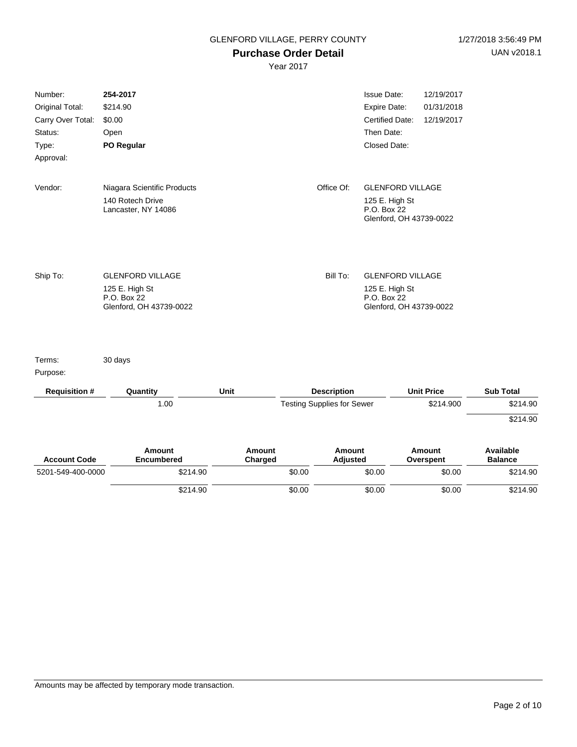GLENFORD VILLAGE, PERRY COUNTY

1/27/2018 3:56:49 PM

UAN v2018.1

# Purchase Order Detail

Year 2017

| | | | |
|---|---|---|---|
| Number: | **254-2017** | Issue Date: | 12/19/2017 |
| Original Total: | $214.90 | Expire Date: | 01/31/2018 |
| Carry Over Total: | $0.00 | Certified Date: | 12/19/2017 |
| Status: | Open | Then Date: | |
| Type: | **PO Regular** | Closed Date: | |
| Approval: | | | |

**Vendor:** Niagara Scientific Products
140 Rotech Drive
Lancaster, NY 14086

**Office Of:** GLENFORD VILLAGE
125 E. High St
P.O. Box 22
Glenford, OH 43739-0022

**Ship To:** GLENFORD VILLAGE
125 E. High St
P.O. Box 22
Glenford, OH 43739-0022

**Bill To:** GLENFORD VILLAGE
125 E. High St
P.O. Box 22
Glenford, OH 43739-0022

Terms: 30 days

Purpose:

| Requisition # | Quantity | Unit | Description | Unit Price | Sub Total |
|---|---|---|---|---|---|
| | 1.00 | | Testing Supplies for Sewer | $214.900 | $214.90 |
| | | | | | $214.90 |

| Account Code | Amount Encumbered | Amount Charged | Amount Adjusted | Amount Overspent | Available Balance |
|---|---|---|---|---|---|
| 5201-549-400-0000 | $214.90 | $0.00 | $0.00 | $0.00 | $214.90 |
| | $214.90 | $0.00 | $0.00 | $0.00 | $214.90 |

Amounts may be affected by temporary mode transaction.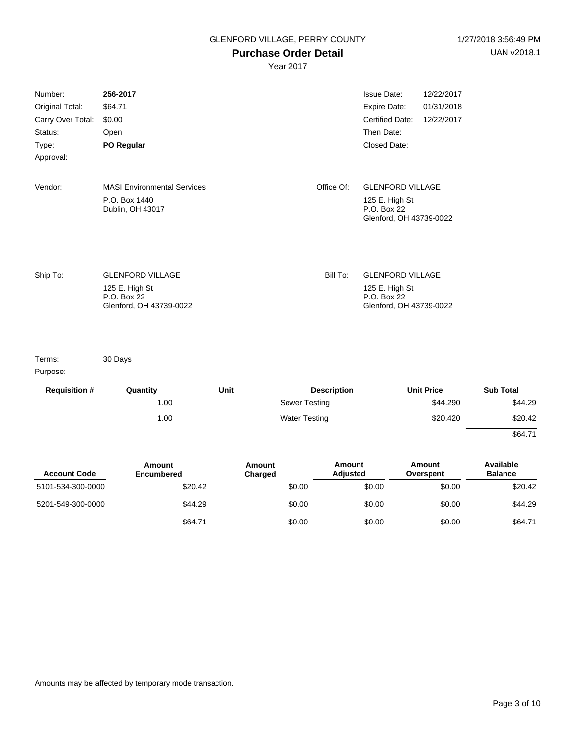GLENFORD VILLAGE, PERRY COUNTY

# Purchase Order Detail

Year 2017

1/27/2018 3:56:49 PM
UAN v2018.1

| | | | |
|---|---|---|---|
| Number: | **256-2017** | Issue Date: | 12/22/2017 |
| Original Total: | $64.71 | Expire Date: | 01/31/2018 |
| Carry Over Total: | $0.00 | Certified Date: | 12/22/2017 |
| Status: | Open | Then Date: | |
| Type: | **PO Regular** | Closed Date: | |
| Approval: | | | |

**Vendor:** MASI Environmental Services
P.O. Box 1440
Dublin, OH 43017

**Office Of:** GLENFORD VILLAGE
125 E. High St
P.O. Box 22
Glenford, OH 43739-0022

**Ship To:** GLENFORD VILLAGE
125 E. High St
P.O. Box 22
Glenford, OH 43739-0022

**Bill To:** GLENFORD VILLAGE
125 E. High St
P.O. Box 22
Glenford, OH 43739-0022

Terms: 30 Days

Purpose:

| Requisition # | Quantity | Unit | Description | Unit Price | Sub Total |
|---|---|---|---|---|---|
| | 1.00 | | Sewer Testing | $44.290 | $44.29 |
| | 1.00 | | Water Testing | $20.420 | $20.42 |
| | | | | | $64.71 |

| Account Code | Amount Encumbered | Amount Charged | Amount Adjusted | Amount Overspent | Available Balance |
|---|---|---|---|---|---|
| 5101-534-300-0000 | $20.42 | $0.00 | $0.00 | $0.00 | $20.42 |
| 5201-549-300-0000 | $44.29 | $0.00 | $0.00 | $0.00 | $44.29 |
| | $64.71 | $0.00 | $0.00 | $0.00 | $64.71 |

Amounts may be affected by temporary mode transaction.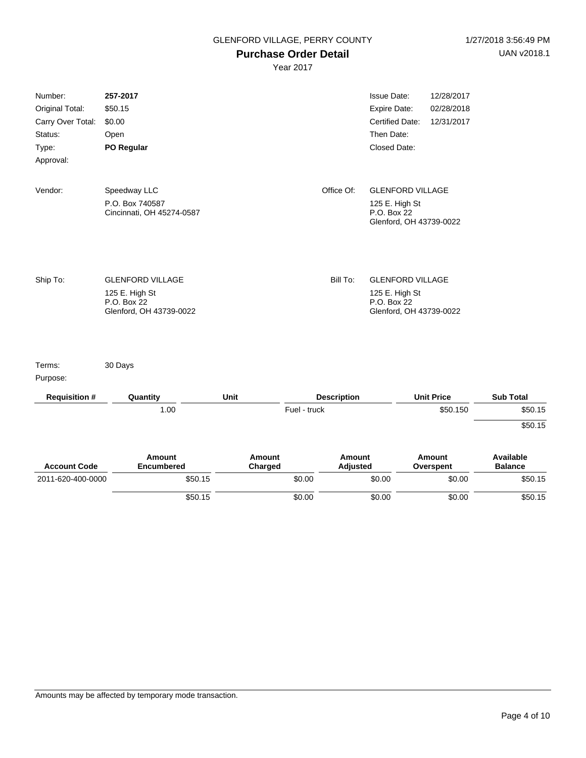GLENFORD VILLAGE, PERRY COUNTY

# Purchase Order Detail

Year 2017

1/27/2018 3:56:49 PM

UAN v2018.1

| | | | | |
|---|---|---|---|---|
| Number: | **257-2017** | | Issue Date: | 12/28/2017 |
| Original Total: | $50.15 | | Expire Date: | 02/28/2018 |
| Carry Over Total: | $0.00 | | Certified Date: | 12/31/2017 |
| Status: | Open | | Then Date: | |
| Type: | **PO Regular** | | Closed Date: | |
| Approval: | | | | |

| | | | |
|---|---|---|---|
| Vendor: | Speedway LLC<br>P.O. Box 740587<br>Cincinnati, OH 45274-0587 | Office Of: | GLENFORD VILLAGE<br>125 E. High St<br>P.O. Box 22<br>Glenford, OH 43739-0022 |
| Ship To: | GLENFORD VILLAGE<br>125 E. High St<br>P.O. Box 22<br>Glenford, OH 43739-0022 | Bill To: | GLENFORD VILLAGE<br>125 E. High St<br>P.O. Box 22<br>Glenford, OH 43739-0022 |

Terms: 30 Days

Purpose:

| Requisition # | Quantity | Unit | Description | Unit Price | Sub Total |
|---|---|---|---|---|---|
| | 1.00 | | Fuel - truck | $50.150 | $50.15 |
| | | | | | $50.15 |

| Account Code | Amount Encumbered | Amount Charged | Amount Adjusted | Amount Overspent | Available Balance |
|---|---|---|---|---|---|
| 2011-620-400-0000 | $50.15 | $0.00 | $0.00 | $0.00 | $50.15 |
| | $50.15 | $0.00 | $0.00 | $0.00 | $50.15 |

Amounts may be affected by temporary mode transaction.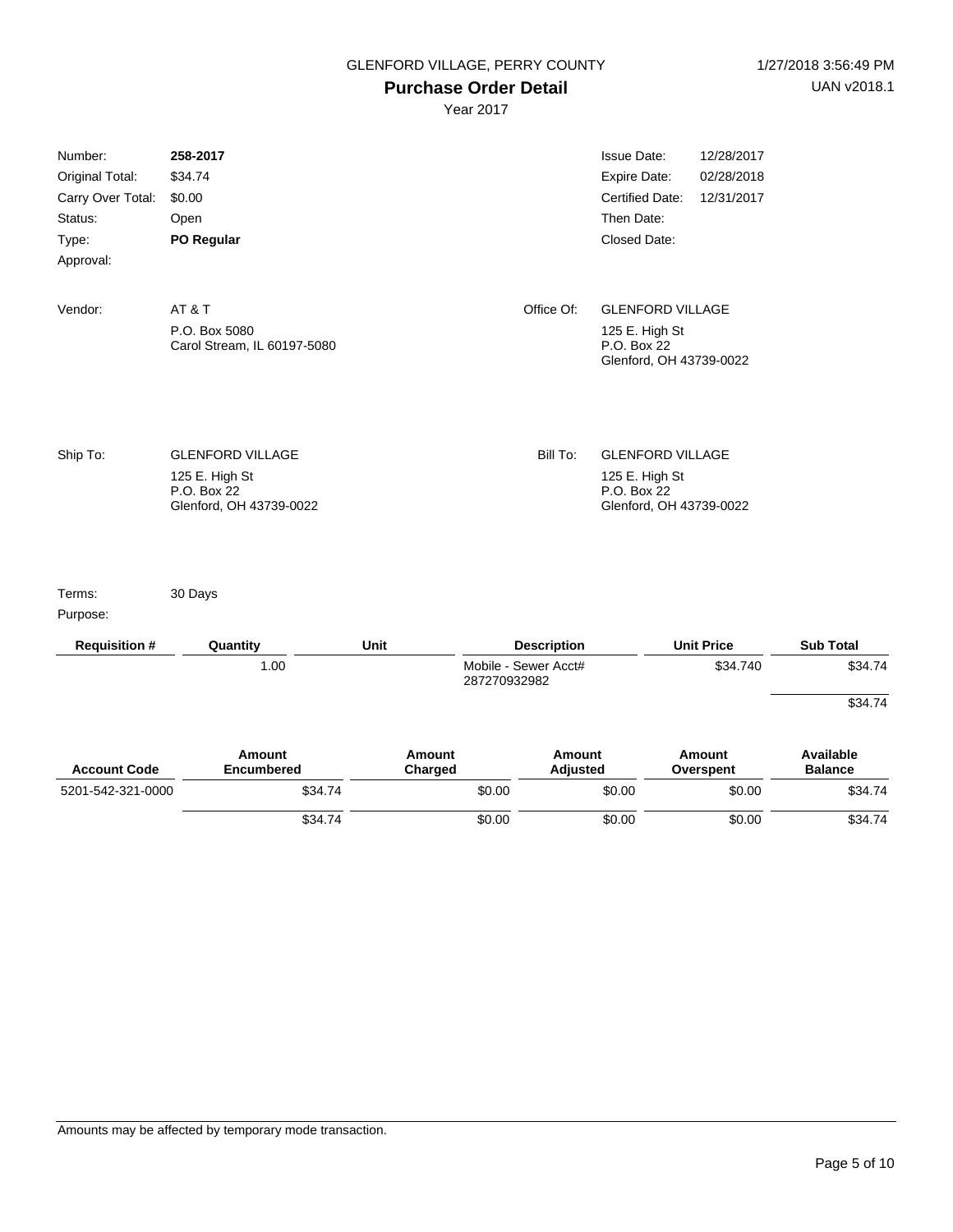GLENFORD VILLAGE, PERRY COUNTY

# Purchase Order Detail

Year 2017

| | | | |
|---|---|---|---|
| Number: | **258-2017** | Issue Date: | 12/28/2017 |
| Original Total: | $34.74 | Expire Date: | 02/28/2018 |
| Carry Over Total: | $0.00 | Certified Date: | 12/31/2017 |
| Status: | Open | Then Date: | |
| Type: | **PO Regular** | Closed Date: | |
| Approval: | | | |

Vendor: AT & T
P.O. Box 5080
Carol Stream, IL 60197-5080

Office Of: GLENFORD VILLAGE
125 E. High St
P.O. Box 22
Glenford, OH 43739-0022

Ship To: GLENFORD VILLAGE
125 E. High St
P.O. Box 22
Glenford, OH 43739-0022

Bill To: GLENFORD VILLAGE
125 E. High St
P.O. Box 22
Glenford, OH 43739-0022

Terms: 30 Days

Purpose:

| Requisition # | Quantity | Unit | Description | Unit Price | Sub Total |
|---|---|---|---|---|---|
| | 1.00 | | Mobile - Sewer Acct# 287270932982 | $34.740 | $34.74 |
| | | | | | $34.74 |

| Account Code | Amount Encumbered | Amount Charged | Amount Adjusted | Amount Overspent | Available Balance |
|---|---|---|---|---|---|
| 5201-542-321-0000 | $34.74 | $0.00 | $0.00 | $0.00 | $34.74 |
| | $34.74 | $0.00 | $0.00 | $0.00 | $34.74 |

Amounts may be affected by temporary mode transaction.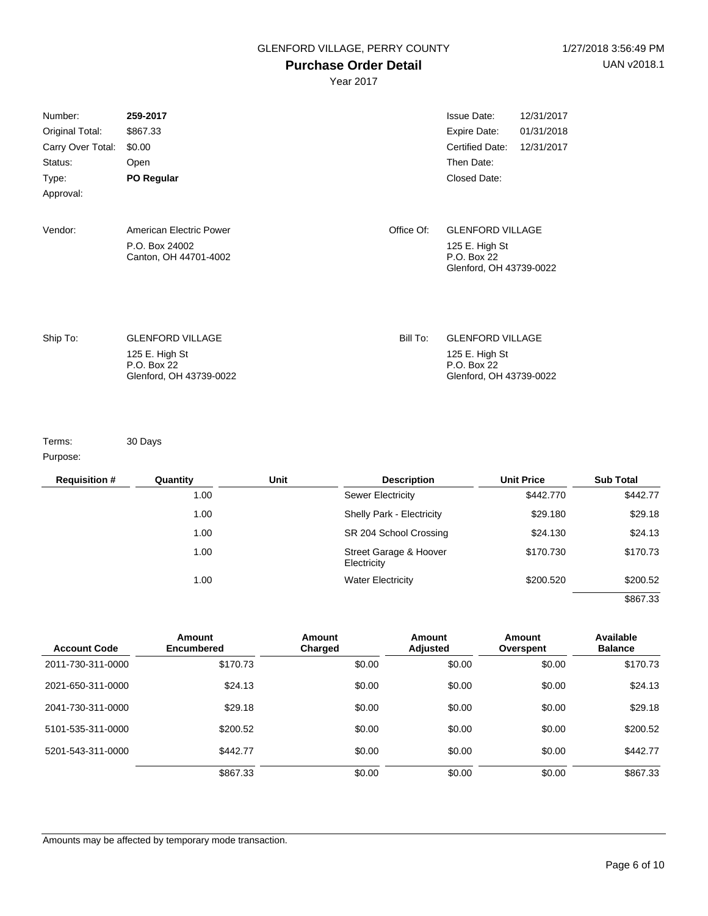GLENFORD VILLAGE, PERRY COUNTY

1/27/2018 3:56:49 PM

# Purchase Order Detail

UAN v2018.1

Year 2017

| | | | |
|---|---|---|---|
| Number: | **259-2017** | Issue Date: | 12/31/2017 |
| Original Total: | $867.33 | Expire Date: | 01/31/2018 |
| Carry Over Total: | $0.00 | Certified Date: | 12/31/2017 |
| Status: | Open | Then Date: | |
| Type: | **PO Regular** | Closed Date: | |
| Approval: | | | |

Vendor: American Electric Power
P.O. Box 24002
Canton, OH 44701-4002

Office Of: GLENFORD VILLAGE
125 E. High St
P.O. Box 22
Glenford, OH 43739-0022

Ship To: GLENFORD VILLAGE
125 E. High St
P.O. Box 22
Glenford, OH 43739-0022

Bill To: GLENFORD VILLAGE
125 E. High St
P.O. Box 22
Glenford, OH 43739-0022

Terms: 30 Days

Purpose:

| Requisition # | Quantity | Unit | Description | Unit Price | Sub Total |
|---|---|---|---|---|---|
| | 1.00 | | Sewer Electricity | $442.770 | $442.77 |
| | 1.00 | | Shelly Park - Electricity | $29.180 | $29.18 |
| | 1.00 | | SR 204 School Crossing | $24.130 | $24.13 |
| | 1.00 | | Street Garage & Hoover Electricity | $170.730 | $170.73 |
| | 1.00 | | Water Electricity | $200.520 | $200.52 |
| | | | | | $867.33 |

| Account Code | Amount Encumbered | Amount Charged | Amount Adjusted | Amount Overspent | Available Balance |
|---|---|---|---|---|---|
| 2011-730-311-0000 | $170.73 | $0.00 | $0.00 | $0.00 | $170.73 |
| 2021-650-311-0000 | $24.13 | $0.00 | $0.00 | $0.00 | $24.13 |
| 2041-730-311-0000 | $29.18 | $0.00 | $0.00 | $0.00 | $29.18 |
| 5101-535-311-0000 | $200.52 | $0.00 | $0.00 | $0.00 | $200.52 |
| 5201-543-311-0000 | $442.77 | $0.00 | $0.00 | $0.00 | $442.77 |
| | $867.33 | $0.00 | $0.00 | $0.00 | $867.33 |

Amounts may be affected by temporary mode transaction.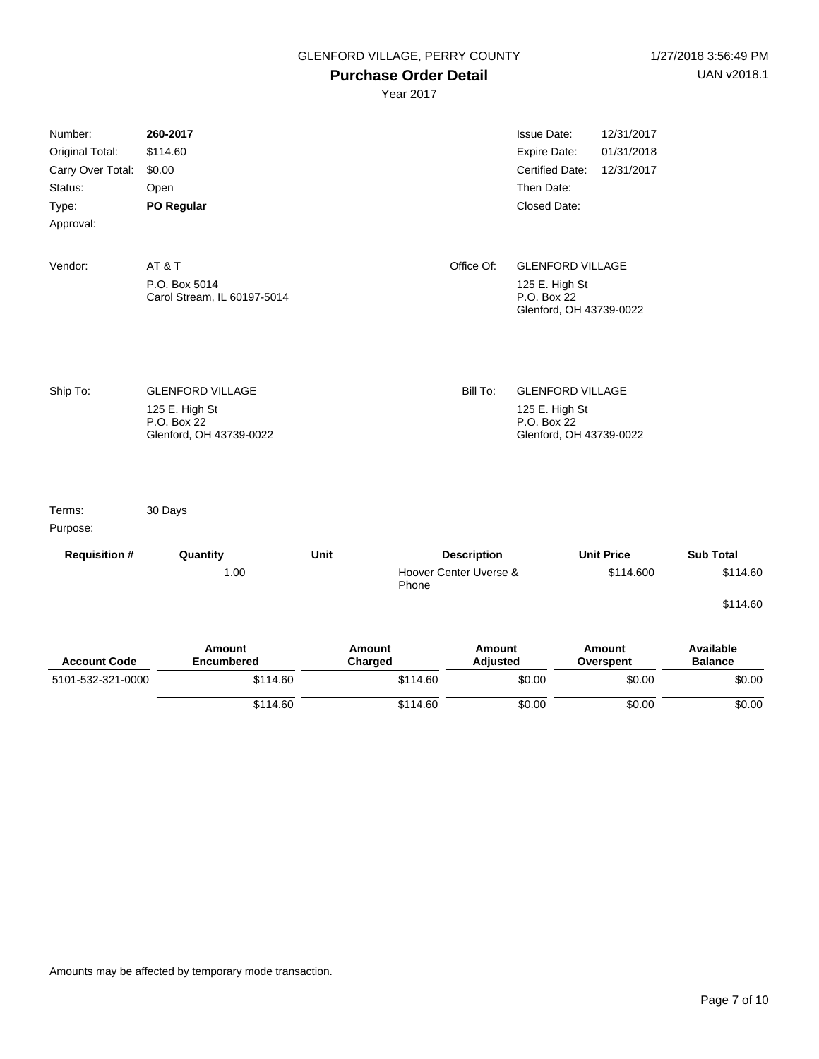GLENFORD VILLAGE, PERRY COUNTY

1/27/2018 3:56:49 PM

UAN v2018.1

# Purchase Order Detail

Year 2017

| | | | | |
|---|---|---|---|---|
| Number: | **260-2017** | | Issue Date: | 12/31/2017 |
| Original Total: | $114.60 | | Expire Date: | 01/31/2018 |
| Carry Over Total: | $0.00 | | Certified Date: | 12/31/2017 |
| Status: | Open | | Then Date: | |
| Type: | **PO Regular** | | Closed Date: | |
| Approval: | | | | |

**Vendor:** AT & T
P.O. Box 5014
Carol Stream, IL 60197-5014

**Office Of:** GLENFORD VILLAGE
125 E. High St
P.O. Box 22
Glenford, OH 43739-0022

**Ship To:** GLENFORD VILLAGE
125 E. High St
P.O. Box 22
Glenford, OH 43739-0022

**Bill To:** GLENFORD VILLAGE
125 E. High St
P.O. Box 22
Glenford, OH 43739-0022

Terms: 30 Days

Purpose:

| Requisition # | Quantity | Unit | Description | Unit Price | Sub Total |
|---|---|---|---|---|---|
| | 1.00 | | Hoover Center Uverse & Phone | $114.600 | $114.60 |
| | | | | | $114.60 |

| Account Code | Amount Encumbered | Amount Charged | Amount Adjusted | Amount Overspent | Available Balance |
|---|---|---|---|---|---|
| 5101-532-321-0000 | $114.60 | $114.60 | $0.00 | $0.00 | $0.00 |
| | $114.60 | $114.60 | $0.00 | $0.00 | $0.00 |

Amounts may be affected by temporary mode transaction.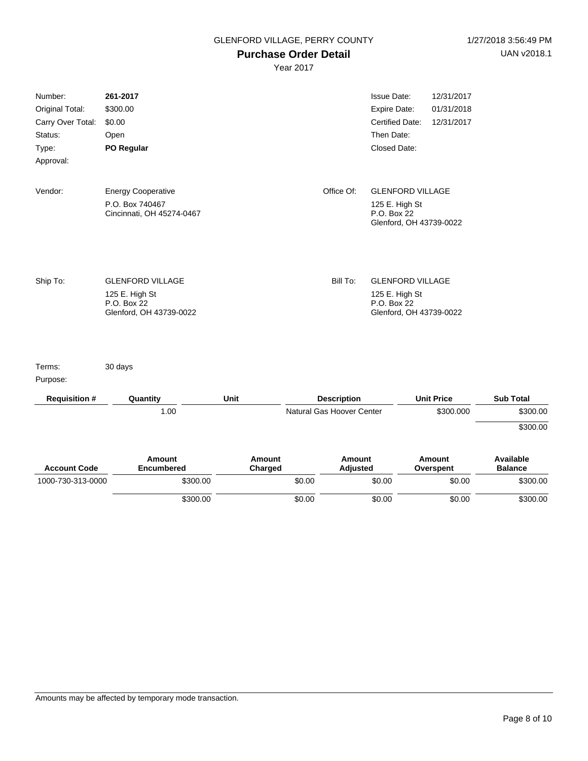GLENFORD VILLAGE, PERRY COUNTY

# Purchase Order Detail

Year 2017

1/27/2018 3:56:49 PM
UAN v2018.1

| | | | |
|---|---|---|---|
| Number: | **261-2017** | Issue Date: | 12/31/2017 |
| Original Total: | $300.00 | Expire Date: | 01/31/2018 |
| Carry Over Total: | $0.00 | Certified Date: | 12/31/2017 |
| Status: | Open | Then Date: | |
| Type: | **PO Regular** | Closed Date: | |
| Approval: | | | |

Vendor: Energy Cooperative
P.O. Box 740467
Cincinnati, OH 45274-0467

Office Of: GLENFORD VILLAGE
125 E. High St
P.O. Box 22
Glenford, OH 43739-0022

Ship To: GLENFORD VILLAGE
125 E. High St
P.O. Box 22
Glenford, OH 43739-0022

Bill To: GLENFORD VILLAGE
125 E. High St
P.O. Box 22
Glenford, OH 43739-0022

Terms: 30 days

Purpose:

| Requisition # | Quantity | Unit | Description | Unit Price | Sub Total |
|---|---|---|---|---|---|
| | 1.00 | | Natural Gas Hoover Center | $300.000 | $300.00 |
| | | | | | $300.00 |

| Account Code | Amount Encumbered | Amount Charged | Amount Adjusted | Amount Overspent | Available Balance |
|---|---|---|---|---|---|
| 1000-730-313-0000 | $300.00 | $0.00 | $0.00 | $0.00 | $300.00 |
| | $300.00 | $0.00 | $0.00 | $0.00 | $300.00 |

Amounts may be affected by temporary mode transaction.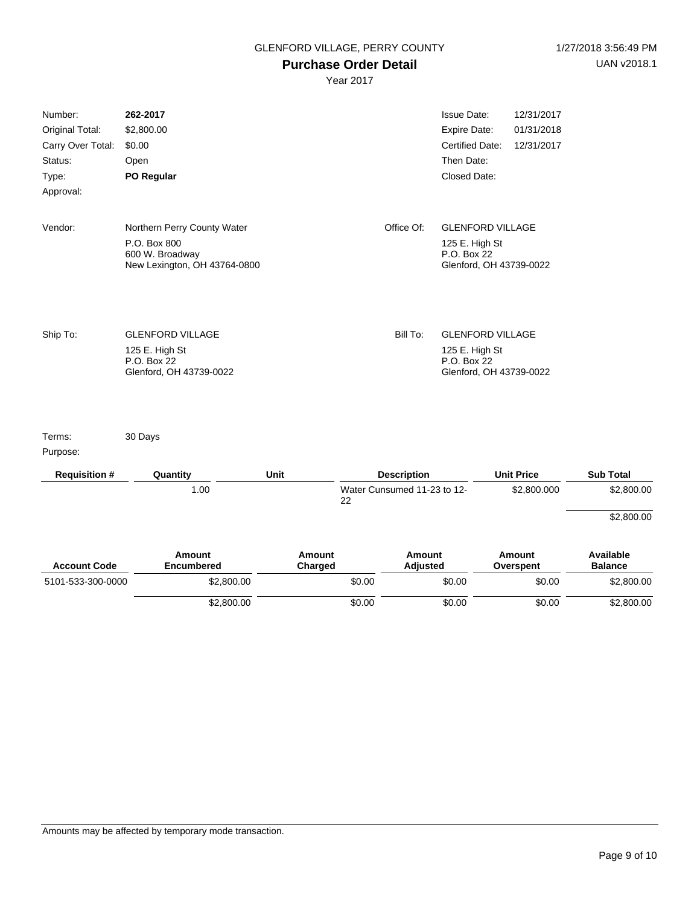GLENFORD VILLAGE, PERRY COUNTY

1/27/2018 3:56:49 PM

# Purchase Order Detail

UAN v2018.1

Year 2017

| | | | |
|---|---|---|---|
| Number: | **262-2017** | Issue Date: | 12/31/2017 |
| Original Total: | $2,800.00 | Expire Date: | 01/31/2018 |
| Carry Over Total: | $0.00 | Certified Date: | 12/31/2017 |
| Status: | Open | Then Date: | |
| Type: | **PO Regular** | Closed Date: | |
| Approval: | | | |

Vendor: Northern Perry County Water
P.O. Box 800
600 W. Broadway
New Lexington, OH 43764-0800

Office Of: GLENFORD VILLAGE
125 E. High St
P.O. Box 22
Glenford, OH 43739-0022

Ship To: GLENFORD VILLAGE
125 E. High St
P.O. Box 22
Glenford, OH 43739-0022

Bill To: GLENFORD VILLAGE
125 E. High St
P.O. Box 22
Glenford, OH 43739-0022

Terms: 30 Days

Purpose:

| Requisition # | Quantity | Unit | Description | Unit Price | Sub Total |
|---|---|---|---|---|---|
| | 1.00 | | Water Cunsumed 11-23 to 12-22 | $2,800.000 | $2,800.00 |
| | | | | | $2,800.00 |

| Account Code | Amount Encumbered | Amount Charged | Amount Adjusted | Amount Overspent | Available Balance |
|---|---|---|---|---|---|
| 5101-533-300-0000 | $2,800.00 | $0.00 | $0.00 | $0.00 | $2,800.00 |
| | $2,800.00 | $0.00 | $0.00 | $0.00 | $2,800.00 |

Amounts may be affected by temporary mode transaction.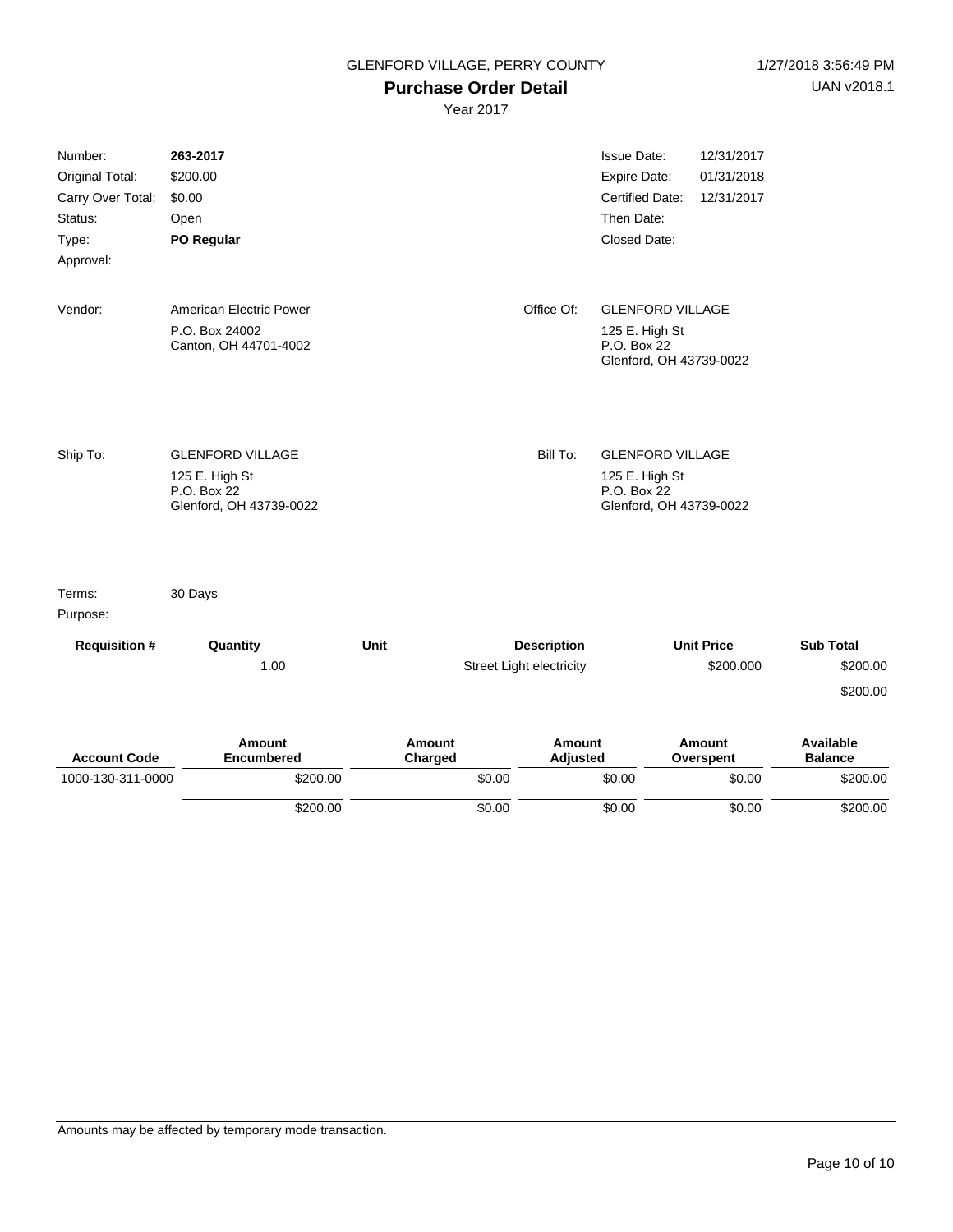GLENFORD VILLAGE, PERRY COUNTY

# Purchase Order Detail

Year 2017

1/27/2018 3:56:49 PM

UAN v2018.1

| | | | |
|---|---|---|---|
| Number: | **263-2017** | Issue Date: | 12/31/2017 |
| Original Total: | $200.00 | Expire Date: | 01/31/2018 |
| Carry Over Total: | $0.00 | Certified Date: | 12/31/2017 |
| Status: | Open | Then Date: | |
| Type: | **PO Regular** | Closed Date: | |
| Approval: | | | |

| | | | |
|---|---|---|---|
| Vendor: | American Electric Power<br>P.O. Box 24002<br>Canton, OH 44701-4002 | Office Of: | GLENFORD VILLAGE<br>125 E. High St<br>P.O. Box 22<br>Glenford, OH 43739-0022 |
| Ship To: | GLENFORD VILLAGE<br>125 E. High St<br>P.O. Box 22<br>Glenford, OH 43739-0022 | Bill To: | GLENFORD VILLAGE<br>125 E. High St<br>P.O. Box 22<br>Glenford, OH 43739-0022 |

Terms: 30 Days

Purpose:

| Requisition # | Quantity | Unit | Description | Unit Price | Sub Total |
|---|---|---|---|---|---|
| | 1.00 | | Street Light electricity | $200.000 | $200.00 |
| | | | | | $200.00 |

| Account Code | Amount Encumbered | Amount Charged | Amount Adjusted | Amount Overspent | Available Balance |
|---|---|---|---|---|---|
| 1000-130-311-0000 | $200.00 | $0.00 | $0.00 | $0.00 | $200.00 |
| | $200.00 | $0.00 | $0.00 | $0.00 | $200.00 |

Amounts may be affected by temporary mode transaction.